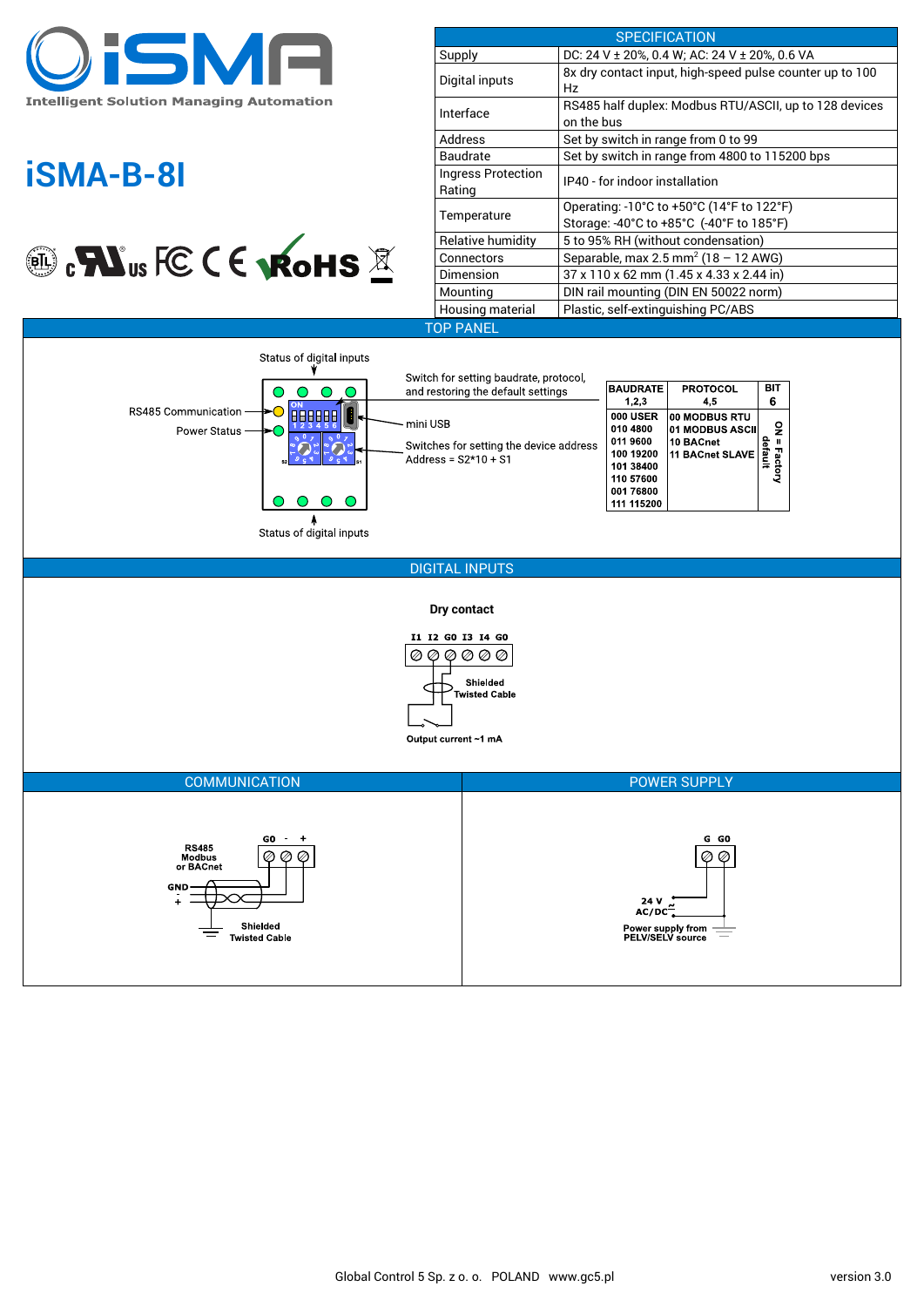# iSMA

Intelligent Solution Managing Automation

# iSMA-B-8I

| SPECIFICATION | |
|---|---|
| Supply | DC: 24 V ± 20%, 0.4 W; AC: 24 V ± 20%, 0.6 VA |
| Digital inputs | 8x dry contact input, high-speed pulse counter up to 100 Hz |
| Interface | RS485 half duplex: Modbus RTU/ASCII, up to 128 devices on the bus |
| Address | Set by switch in range from 0 to 99 |
| Baudrate | Set by switch in range from 4800 to 115200 bps |
| Ingress Protection Rating | IP40 - for indoor installation |
| Temperature | Operating: -10°C to +50°C (14°F to 122°F)<br>Storage: -40°C to +85°C (-40°F to 185°F) |
| Relative humidity | 5 to 95% RH (without condensation) |
| Connectors | Separable, max 2.5 mm$^2$ (18 – 12 AWG) |
| Dimension | 37 x 110 x 62 mm (1.45 x 4.33 x 2.44 in) |
| Mounting | DIN rail mounting (DIN EN 50022 norm) |
| Housing material | Plastic, self-extinguishing PC/ABS |

## TOP PANEL

Status of digital inputs

RS485 Communication

Power Status

Switch for setting baudrate, protocol, and restoring the default settings

mini USB

Switches for setting the device address
Address = S2*10 + S1

Status of digital inputs

| BAUDRATE 1,2,3 | PROTOCOL 4,5 | BIT 6 |
|---|---|---|
| 000 USER | 00 MODBUS RTU | ON = Factory default |
| 010 4800 | 01 MODBUS ASCII | |
| 011 9600 | 10 BACnet | |
| 100 19200 | 11 BACnet SLAVE | |
| 101 38400 | | |
| 110 57600 | | |
| 001 76800 | | |
| 111 115200 | | |

## DIGITAL INPUTS

**Dry contact**

I1 I2 G0 I3 I4 G0

Shielded Twisted Cable

Output current ~1 mA

## COMMUNICATION

RS485 Modbus or BACnet

G0 - +

GND - +

Shielded Twisted Cable

## POWER SUPPLY

G G0

24 V AC/DC

Power supply from PELV/SELV source

Global Control 5 Sp. z o. o. POLAND www.gc5.pl

version 3.0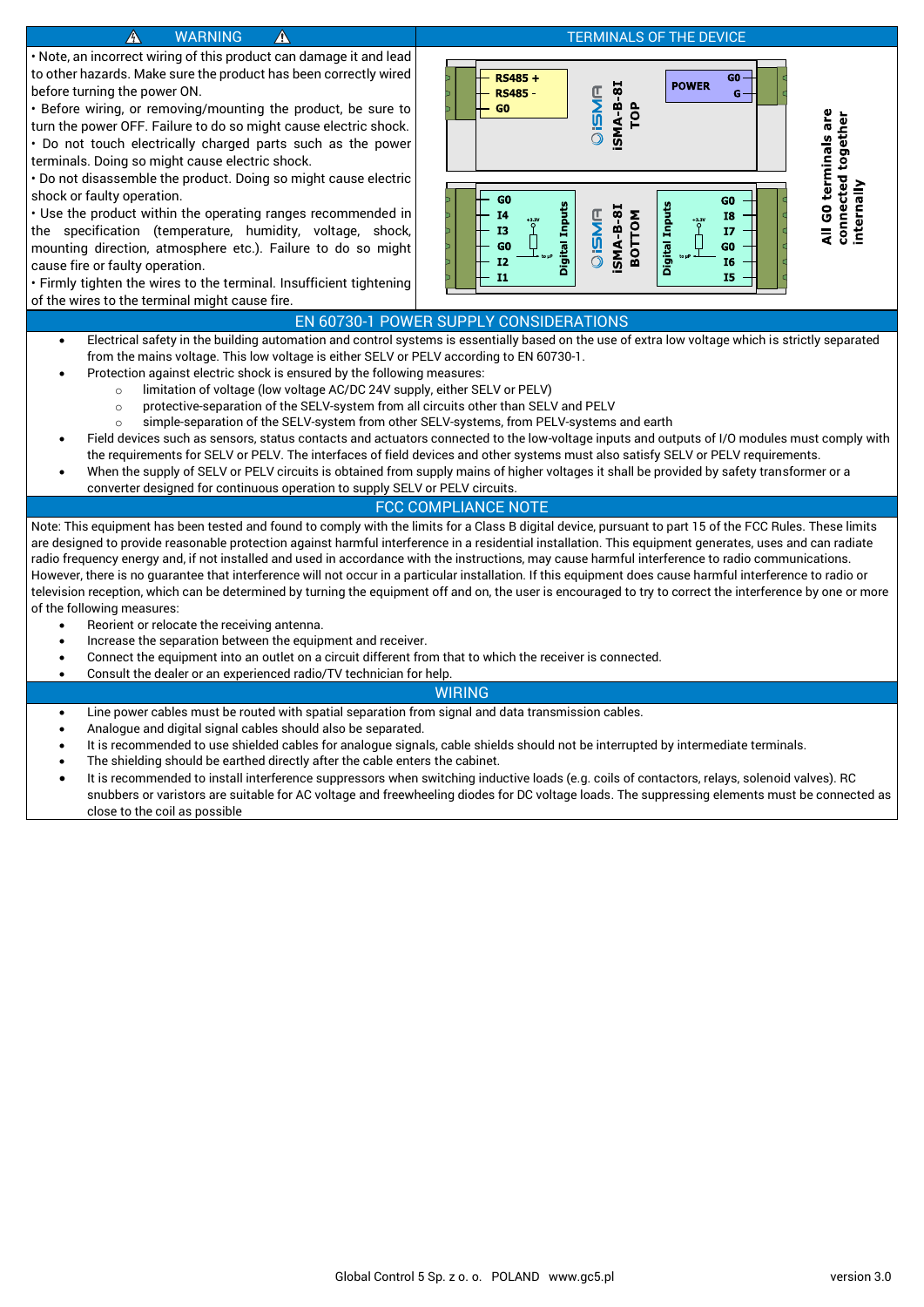## ⚠ WARNING ⚠

- Note, an incorrect wiring of this product can damage it and lead to other hazards. Make sure the product has been correctly wired before turning the power ON.
- Before wiring, or removing/mounting the product, be sure to turn the power OFF. Failure to do so might cause electric shock.
- Do not touch electrically charged parts such as the power terminals. Doing so might cause electric shock.
- Do not disassemble the product. Doing so might cause electric shock or faulty operation.
- Use the product within the operating ranges recommended in the specification (temperature, humidity, voltage, shock, mounting direction, atmosphere etc.). Failure to do so might cause fire or faulty operation.
- Firmly tighten the wires to the terminal. Insufficient tightening of the wires to the terminal might cause fire.

## TERMINALS OF THE DEVICE

iSMA-B-8I TOP

RS485 +
RS485 -
G0

POWER
G0
G

iSMA-B-8I BOTTOM

Digital Inputs
G0
I4
I3
G0
I2
I1

Digital Inputs
G0
I8
I7
G0
I6
I5

+3.3V
to µP

All G0 terminals are connected together internally

## EN 60730-1 POWER SUPPLY CONSIDERATIONS

- Electrical safety in the building automation and control systems is essentially based on the use of extra low voltage which is strictly separated from the mains voltage. This low voltage is either SELV or PELV according to EN 60730-1.
- Protection against electric shock is ensured by the following measures:
  - limitation of voltage (low voltage AC/DC 24V supply, either SELV or PELV)
  - protective-separation of the SELV-system from all circuits other than SELV and PELV
  - simple-separation of the SELV-system from other SELV-systems, from PELV-systems and earth
- Field devices such as sensors, status contacts and actuators connected to the low-voltage inputs and outputs of I/O modules must comply with the requirements for SELV or PELV. The interfaces of field devices and other systems must also satisfy SELV or PELV requirements.
- When the supply of SELV or PELV circuits is obtained from supply mains of higher voltages it shall be provided by safety transformer or a converter designed for continuous operation to supply SELV or PELV circuits.

## FCC COMPLIANCE NOTE

Note: This equipment has been tested and found to comply with the limits for a Class B digital device, pursuant to part 15 of the FCC Rules. These limits are designed to provide reasonable protection against harmful interference in a residential installation. This equipment generates, uses and can radiate radio frequency energy and, if not installed and used in accordance with the instructions, may cause harmful interference to radio communications. However, there is no guarantee that interference will not occur in a particular installation. If this equipment does cause harmful interference to radio or television reception, which can be determined by turning the equipment off and on, the user is encouraged to try to correct the interference by one or more of the following measures:

- Reorient or relocate the receiving antenna.
- Increase the separation between the equipment and receiver.
- Connect the equipment into an outlet on a circuit different from that to which the receiver is connected.
- Consult the dealer or an experienced radio/TV technician for help.

## WIRING

- Line power cables must be routed with spatial separation from signal and data transmission cables.
- Analogue and digital signal cables should also be separated.
- It is recommended to use shielded cables for analogue signals, cable shields should not be interrupted by intermediate terminals.
- The shielding should be earthed directly after the cable enters the cabinet.
- It is recommended to install interference suppressors when switching inductive loads (e.g. coils of contactors, relays, solenoid valves). RC snubbers or varistors are suitable for AC voltage and freewheeling diodes for DC voltage loads. The suppressing elements must be connected as close to the coil as possible

Global Control 5 Sp. z o. o. POLAND www.gc5.pl

version 3.0